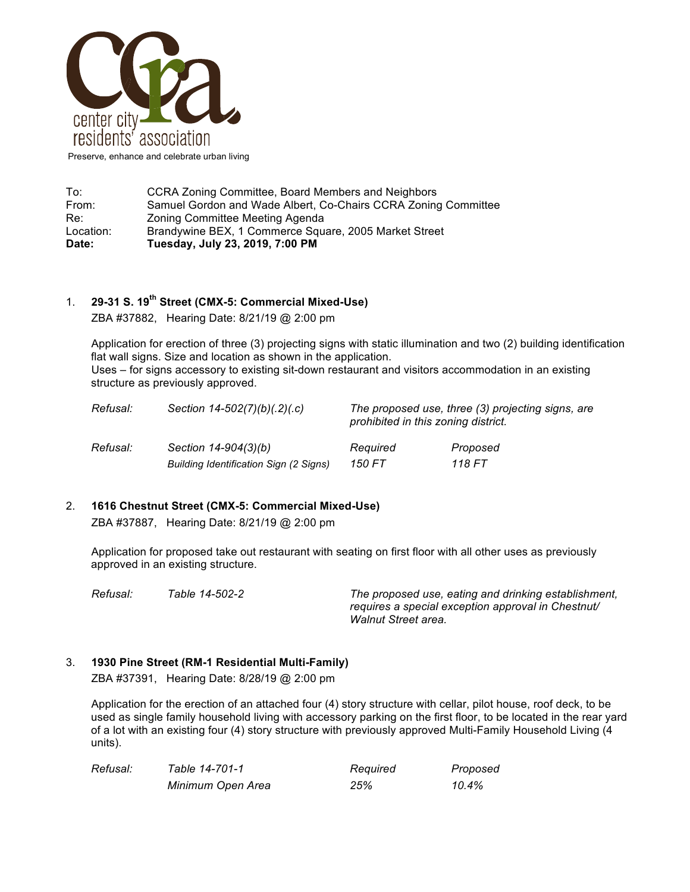center city residents' association

Preserve, enhance and celebrate urban living

| | |
|---|---|
| To: | CCRA Zoning Committee, Board Members and Neighbors |
| From: | Samuel Gordon and Wade Albert, Co-Chairs CCRA Zoning Committee |
| Re: | Zoning Committee Meeting Agenda |
| Location: | Brandywine BEX, 1 Commerce Square, 2005 Market Street |
| **Date:** | **Tuesday, July 23, 2019, 7:00 PM** |

1. **29-31 S. 19th Street (CMX-5: Commercial Mixed-Use)**

   ZBA #37882, Hearing Date: 8/21/19 @ 2:00 pm

   Application for erection of three (3) projecting signs with static illumination and two (2) building identification flat wall signs. Size and location as shown in the application.
   Uses – for signs accessory to existing sit-down restaurant and visitors accommodation in an existing structure as previously approved.

   | | | | |
   |---|---|---|---|
   | *Refusal:* | *Section 14-502(7)(b)(.2)(.c)* | *The proposed use, three (3) projecting signs, are prohibited in this zoning district.* | |
   | *Refusal:* | *Section 14-904(3)(b)* | *Required* | *Proposed* |
   | | *Building Identification Sign (2 Signs)* | *150 FT* | *118 FT* |

2. **1616 Chestnut Street (CMX-5: Commercial Mixed-Use)**

   ZBA #37887, Hearing Date: 8/21/19 @ 2:00 pm

   Application for proposed take out restaurant with seating on first floor with all other uses as previously approved in an existing structure.

   | | | |
   |---|---|---|
   | *Refusal:* | *Table 14-502-2* | *The proposed use, eating and drinking establishment, requires a special exception approval in Chestnut/ Walnut Street area.* |

3. **1930 Pine Street (RM-1 Residential Multi-Family)**

   ZBA #37391, Hearing Date: 8/28/19 @ 2:00 pm

   Application for the erection of an attached four (4) story structure with cellar, pilot house, roof deck, to be used as single family household living with accessory parking on the first floor, to be located in the rear yard of a lot with an existing four (4) story structure with previously approved Multi-Family Household Living (4 units).

   | | | | |
   |---|---|---|---|
   | *Refusal:* | *Table 14-701-1* | *Required* | *Proposed* |
   | | *Minimum Open Area* | *25%* | *10.4%* |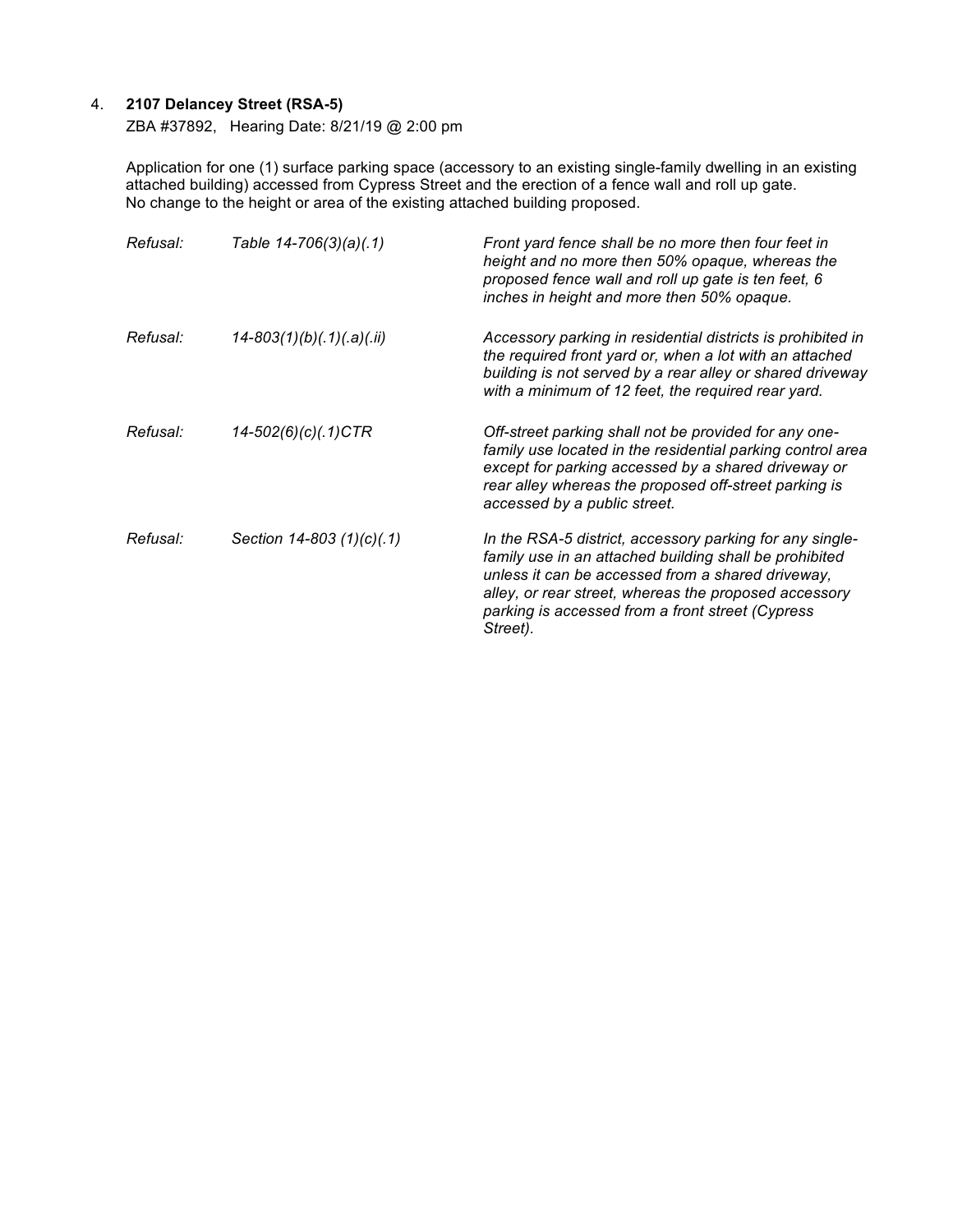4. **2107 Delancey Street (RSA-5)**

ZBA #37892, Hearing Date: 8/21/19 @ 2:00 pm

Application for one (1) surface parking space (accessory to an existing single-family dwelling in an existing attached building) accessed from Cypress Street and the erection of a fence wall and roll up gate. No change to the height or area of the existing attached building proposed.

| | | |
|---|---|---|
| *Refusal:* | *Table 14-706(3)(a)(.1)* | *Front yard fence shall be no more then four feet in height and no more then 50% opaque, whereas the proposed fence wall and roll up gate is ten feet, 6 inches in height and more then 50% opaque.* |
| *Refusal:* | *14-803(1)(b)(.1)(.a)(.ii)* | *Accessory parking in residential districts is prohibited in the required front yard or, when a lot with an attached building is not served by a rear alley or shared driveway with a minimum of 12 feet, the required rear yard.* |
| *Refusal:* | *14-502(6)(c)(.1)CTR* | *Off-street parking shall not be provided for any one-family use located in the residential parking control area except for parking accessed by a shared driveway or rear alley whereas the proposed off-street parking is accessed by a public street.* |
| *Refusal:* | *Section 14-803 (1)(c)(.1)* | *In the RSA-5 district, accessory parking for any single-family use in an attached building shall be prohibited unless it can be accessed from a shared driveway, alley, or rear street, whereas the proposed accessory parking is accessed from a front street (Cypress Street).* |